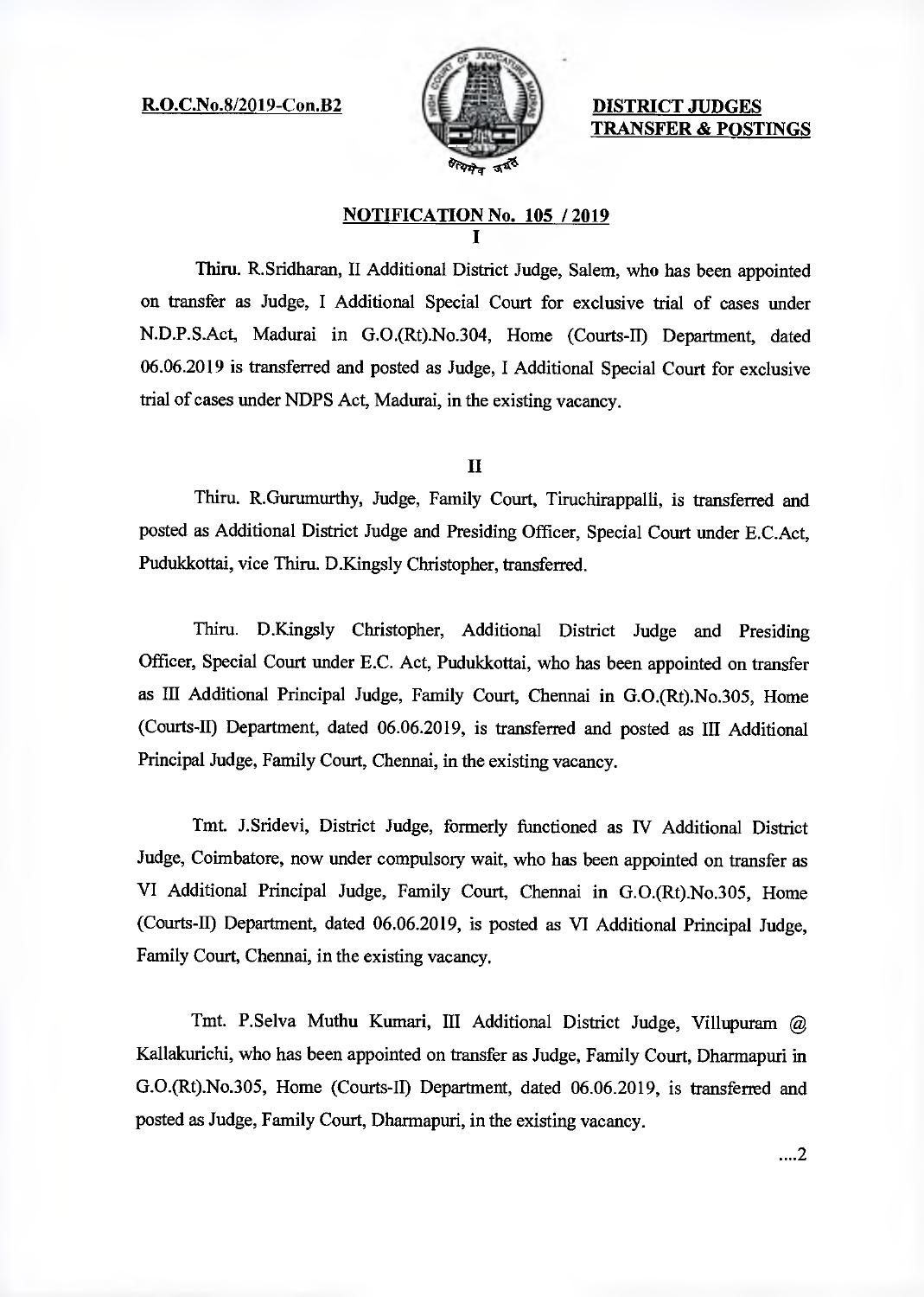**R.O.C.No.8/2019-Con.B2**

**DISTRICT JUDGES TRANSFER & POSTINGS**

## NOTIFICATION No. 105 / 2019

I

Thiru. R.Sridharan, II Additional District Judge, Salem, who has been appointed on transfer as Judge, I Additional Special Court for exclusive trial of cases under N.D.P.S.Act, Madurai in G.O.(Rt).No.304, Home (Courts-II) Department, dated 06.06.2019 is transferred and posted as Judge, I Additional Special Court for exclusive trial of cases under NDPS Act, Madurai, in the existing vacancy.

II

Thiru. R.Gurumurthy, Judge, Family Court, Tiruchirappalli, is transferred and posted as Additional District Judge and Presiding Officer, Special Court under E.C.Act, Pudukkottai, vice Thiru. D.Kingsly Christopher, transferred.

Thiru. D.Kingsly Christopher, Additional District Judge and Presiding Officer, Special Court under E.C. Act, Pudukkottai, who has been appointed on transfer as III Additional Principal Judge, Family Court, Chennai in G.O.(Rt).No.305, Home (Courts-II) Department, dated 06.06.2019, is transferred and posted as III Additional Principal Judge, Family Court, Chennai, in the existing vacancy.

Tmt. J.Sridevi, District Judge, formerly functioned as IV Additional District Judge, Coimbatore, now under compulsory wait, who has been appointed on transfer as VI Additional Principal Judge, Family Court, Chennai in G.O.(Rt).No.305, Home (Courts-II) Department, dated 06.06.2019, is posted as VI Additional Principal Judge, Family Court, Chennai, in the existing vacancy.

Tmt. P.Selva Muthu Kumari, III Additional District Judge, Villupuram @ Kallakurichi, who has been appointed on transfer as Judge, Family Court, Dharmapuri in G.O.(Rt).No.305, Home (Courts-II) Department, dated 06.06.2019, is transferred and posted as Judge, Family Court, Dharmapuri, in the existing vacancy.

....2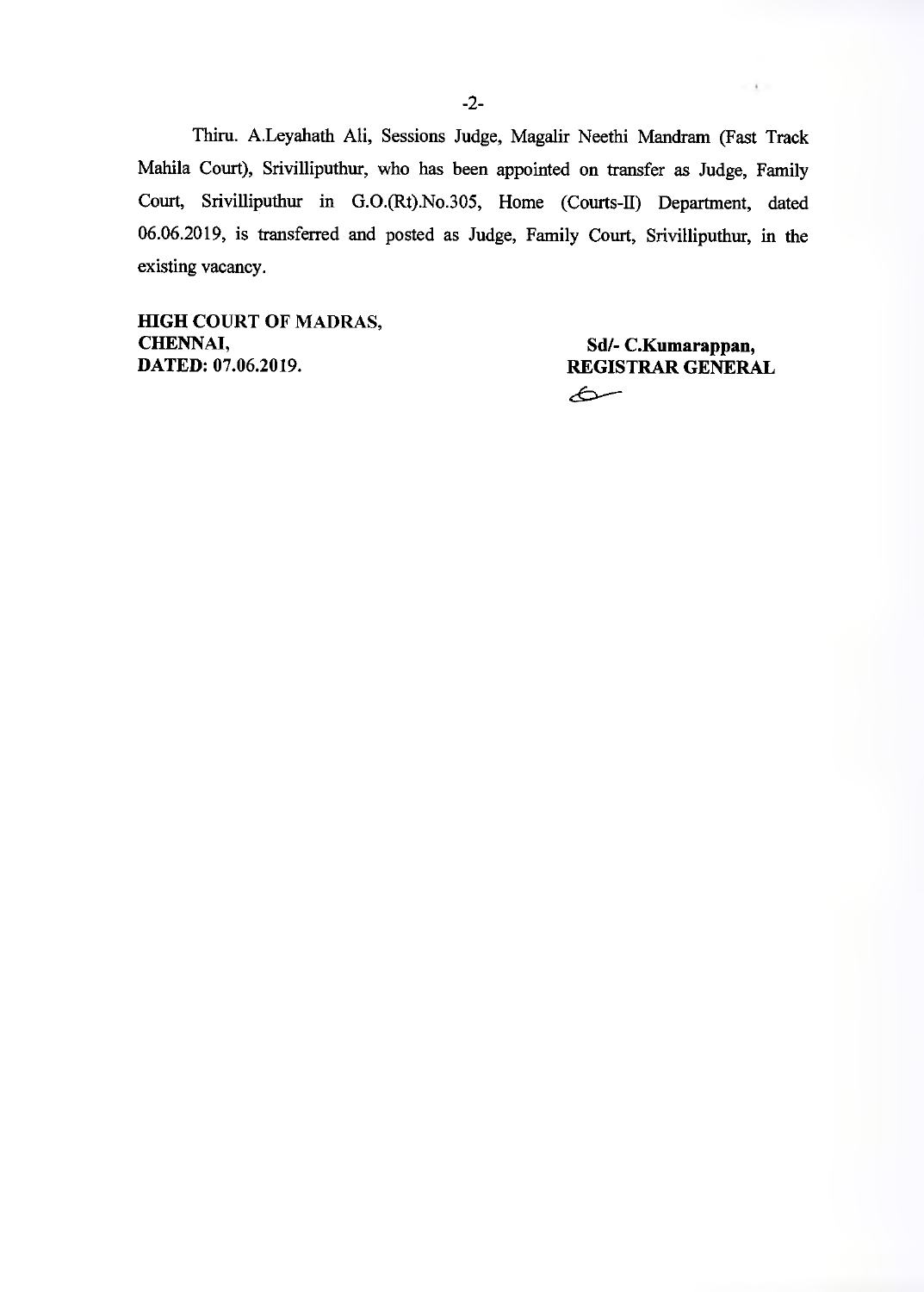Thiru. A.Leyahath Ali, Sessions Judge, Magalir Neethi Mandram (Fast Track Mahila Court), Srivilliputhur, who has been appointed on transfer as Judge, Family Court, Srivilliputhur in G.O.(Rt).No.305, Home (Courts-II) Department, dated 06.06.2019, is transferred and posted as Judge, Family Court, Srivilliputhur, in the existing vacancy.

**HIGH COURT OF MADRAS,**
**CHENNAI,**
**DATED: 07.06.2019.**

**Sd/- C.Kumarappan,**
**REGISTRAR GENERAL**